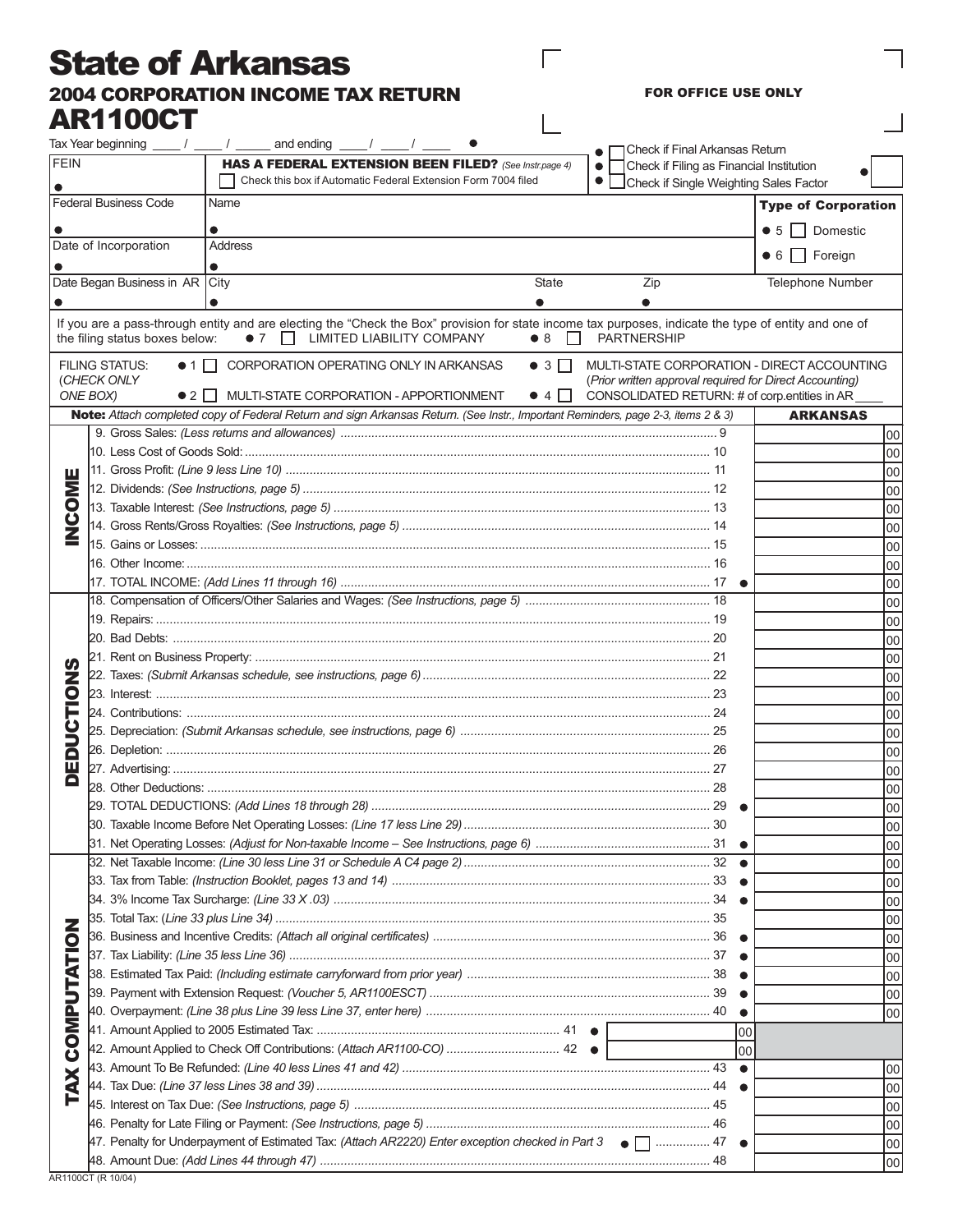# State of Arkansas

## 2004 CORPORATION INCOME TAX RETURN

## AR1100CT

FOR OFFICE USE ONLY

Tax Year beginning ____ / ____ / _____ and ending ____ / ____ / ____ ●

● ☐ Check if Final Arkansas Return
● ☐ Check if Filing as Financial Institution ●
● ☐ Check if Single Weighting Sales Factor

| FEIN | HAS A FEDERAL EXTENSION BEEN FILED? *(See Instr.page 4)* | | |
|---|---|---|---|
| ● | ☐ Check this box if Automatic Federal Extension Form 7004 filed | | |
| Federal Business Code | Name | | **Type of Corporation** |
| ● | ● | | ● 5 ☐ Domestic |
| Date of Incorporation | Address | | ● 6 ☐ Foreign |
| ● | ● | | |
| Date Began Business in AR | City | State / Zip | Telephone Number |
| ● | ● | ● / ● | |

If you are a pass-through entity and are electing the "Check the Box" provision for state income tax purposes, indicate the type of entity and one of the filing status boxes below: ● 7 ☐ LIMITED LIABILITY COMPANY ● 8 ☐ PARTNERSHIP

FILING STATUS: (*CHECK ONLY ONE BOX*)
● 1 ☐ CORPORATION OPERATING ONLY IN ARKANSAS
● 2 ☐ MULTI-STATE CORPORATION - APPORTIONMENT
● 3 ☐ MULTI-STATE CORPORATION - DIRECT ACCOUNTING (*Prior written approval required for Direct Accounting*)
● 4 ☐ CONSOLIDATED RETURN: # of corp.entities in AR ____

**Note:** *Attach completed copy of Federal Return and sign Arkansas Return. (See Instr., Important Reminders, page 2-3, items 2 & 3)*

| Section | Line | | ARKANSAS |
|---|---|---|---|
| INCOME | 9. Gross Sales: *(Less returns and allowances)* | 9 | 00 |
| | 10. Less Cost of Goods Sold: | 10 | 00 |
| | 11. Gross Profit: *(Line 9 less Line 10)* | 11 | 00 |
| | 12. Dividends: *(See Instructions, page 5)* | 12 | 00 |
| | 13. Taxable Interest: *(See Instructions, page 5)* | 13 | 00 |
| | 14. Gross Rents/Gross Royalties: *(See Instructions, page 5)* | 14 | 00 |
| | 15. Gains or Losses: | 15 | 00 |
| | 16. Other Income: | 16 | 00 |
| | 17. TOTAL INCOME: *(Add Lines 11 through 16)* | 17 ● | 00 |
| DEDUCTIONS | 18. Compensation of Officers/Other Salaries and Wages: *(See Instructions, page 5)* | 18 | 00 |
| | 19. Repairs: | 19 | 00 |
| | 20. Bad Debts: | 20 | 00 |
| | 21. Rent on Business Property: | 21 | 00 |
| | 22. Taxes: *(Submit Arkansas schedule, see instructions, page 6)* | 22 | 00 |
| | 23. Interest: | 23 | 00 |
| | 24. Contributions: | 24 | 00 |
| | 25. Depreciation: *(Submit Arkansas schedule, see instructions, page 6)* | 25 | 00 |
| | 26. Depletion: | 26 | 00 |
| | 27. Advertising: | 27 | 00 |
| | 28. Other Deductions: | 28 | 00 |
| | 29. TOTAL DEDUCTIONS: *(Add Lines 18 through 28)* | 29 ● | 00 |
| | 30. Taxable Income Before Net Operating Losses: *(Line 17 less Line 29)* | 30 | 00 |
| | 31. Net Operating Losses: *(Adjust for Non-taxable Income – See Instructions, page 6)* | 31 ● | 00 |
| TAX COMPUTATION | 32. Net Taxable Income: *(Line 30 less Line 31 or Schedule A C4 page 2)* | 32 ● | 00 |
| | 33. Tax from Table: *(Instruction Booklet, pages 13 and 14)* | 33 ● | 00 |
| | 34. 3% Income Tax Surcharge: *(Line 33 X .03)* | 34 ● | 00 |
| | 35. Total Tax: (*Line 33 plus Line 34)* | 35 | 00 |
| | 36. Business and Incentive Credits: *(Attach all original certificates)* | 36 ● | 00 |
| | 37. Tax Liability: *(Line 35 less Line 36)* | 37 ● | 00 |
| | 38. Estimated Tax Paid: *(Including estimate carryforward from prior year)* | 38 ● | 00 |
| | 39. Payment with Extension Request: *(Voucher 5, AR1100ESCT)* | 39 ● | 00 |
| | 40. Overpayment: *(Line 38 plus Line 39 less Line 37, enter here)* | 40 ● | 00 |
| | 41. Amount Applied to 2005 Estimated Tax: ........ 41 ● ______ 00 | | |
| | 42. Amount Applied to Check Off Contributions: (*Attach AR1100-CO)* ........ 42 ● ______ 00 | | |
| | 43. Amount To Be Refunded: *(Line 40 less Lines 41 and 42)* | 43 ● | 00 |
| | 44. Tax Due: *(Line 37 less Lines 38 and 39)* | 44 ● | 00 |
| | 45. Interest on Tax Due: *(See Instructions, page 5)* | 45 | 00 |
| | 46. Penalty for Late Filing or Payment: *(See Instructions, page 5)* | 46 | 00 |
| | 47. Penalty for Underpayment of Estimated Tax: *(Attach AR2220)* Enter exception checked in Part 3 ● ☐ | 47 ● | 00 |
| | 48. Amount Due: *(Add Lines 44 through 47)* | 48 | 00 |

AR1100CT (R 10/04)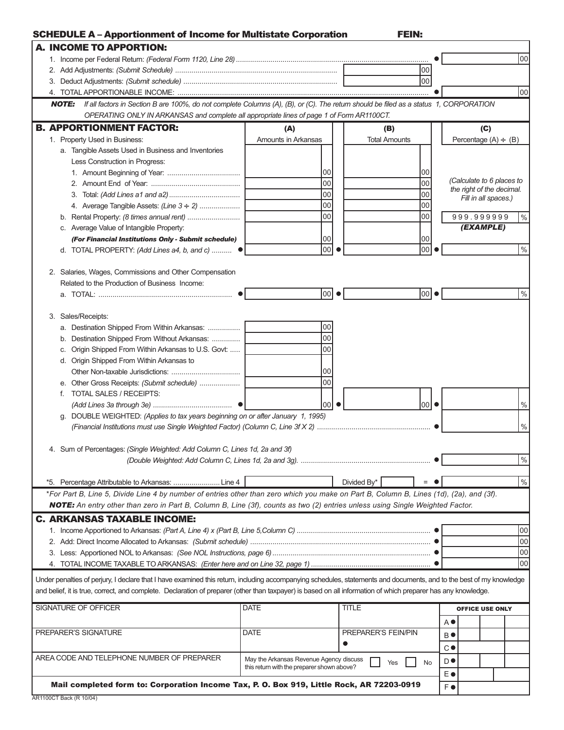## SCHEDULE A – Apportionment of Income for Multistate Corporation

**FEIN:**

### A. INCOME TO APPORTION:

| | | |
|---|---|---|
| 1. Income per Federal Return: *(Federal Form 1120, Line 28)* | | ● 00 |
| 2. Add Adjustments: *(Submit Schedule)* | 00 | |
| 3. Deduct Adjustments: *(Submit schedule)* | 00 | |
| 4. TOTAL APPORTIONABLE INCOME: | | ● 00 |

***NOTE:*** *If all factors in Section B are 100%, do not complete Columns (A), (B), or (C). The return should be filed as a status 1, CORPORATION OPERATING ONLY IN ARKANSAS and complete all appropriate lines of page 1 of Form AR1100CT.*

### B. APPORTIONMENT FACTOR:

| | (A) Amounts in Arkansas | (B) Total Amounts | (C) Percentage (A) ÷ (B) |
|---|---|---|---|
| 1. Property Used in Business: | | | |
| a. Tangible Assets Used in Business and Inventories Less Construction in Progress: | | | |
| 1. Amount Beginning of Year: | 00 | 00 | *(Calculate to 6 places to the right of the decimal. Fill in all spaces.)* |
| 2. Amount End of Year: | 00 | 00 | |
| 3. Total: *(Add Lines a1 and a2)* | 00 | 00 | |
| 4. Average Tangible Assets: *(Line 3 ÷ 2)* | 00 | 00 | |
| b. Rental Property: *(8 times annual rent)* | 00 | 00 | 9 9 9 . 9 9 9 9 9 9 % ***(EXAMPLE)*** |
| c. Average Value of Intangible Property: ***(For Financial Institutions Only - Submit schedule)*** | 00 | 00 | |
| d. TOTAL PROPERTY: *(Add Lines a4, b, and c)* | ● 00 | ● 00 | ● % |
| 2. Salaries, Wages, Commissions and Other Compensation Related to the Production of Business Income: | | | |
| a. TOTAL: | ● 00 | ● 00 | ● % |
| 3. Sales/Receipts: | | | |
| a. Destination Shipped From Within Arkansas: | 00 | | |
| b. Destination Shipped From Without Arkansas: | 00 | | |
| c. Origin Shipped From Within Arkansas to U.S. Govt: | 00 | | |
| d. Origin Shipped From Within Arkansas to Other Non-taxable Jurisdictions: | 00 | | |
| e. Other Gross Receipts: *(Submit schedule)* | 00 | | |
| f. TOTAL SALES / RECEIPTS: *(Add Lines 3a through 3e)* | ● 00 | ● 00 | ● % |
| g. DOUBLE WEIGHTED: *(Applies to tax years beginning on or after January 1, 1995) (Financial Institutions must use Single Weighted Factor) (Column C, Line 3f X 2)* | | | ● % |
| 4. Sum of Percentages: *(Single Weighted: Add Column C, Lines 1d, 2a and 3f) (Double Weighted: Add Column C, Lines 1d, 2a and 3g).* | | | ● % |
| *5. Percentage Attributable to Arkansas: Line 4 | | Divided By* = | ● % |

*\*For Part B, Line 5, Divide Line 4 by number of entries other than zero which you make on Part B, Column B, Lines (1d), (2a), and (3f).*

***NOTE:*** *An entry other than zero in Part B, Column B, Line (3f), counts as two (2) entries unless using Single Weighted Factor.*

### C. ARKANSAS TAXABLE INCOME:

| | |
|---|---|
| 1. Income Apportioned to Arkansas: *(Part A, Line 4) x (Part B, Line 5,Column C)* | ● 00 |
| 2. Add: Direct Income Allocated to Arkansas: *(Submit schedule)* | ● 00 |
| 3. Less: Apportioned NOL to Arkansas: *(See NOL Instructions, page 6)* | ● 00 |
| 4. TOTAL INCOME TAXABLE TO ARKANSAS: *(Enter here and on Line 32, page 1)* | ● 00 |

Under penalties of perjury, I declare that I have examined this return, including accompanying schedules, statements and documents, and to the best of my knowledge and belief, it is true, correct, and complete. Declaration of preparer (other than taxpayer) is based on all information of which preparer has any knowledge.

| SIGNATURE OF OFFICER | DATE | TITLE | OFFICE USE ONLY |
|---|---|---|---|
| | | | A ● |
| PREPARER'S SIGNATURE | DATE | PREPARER'S FEIN/PIN | B ● |
| | | ● | C ● |
| AREA CODE AND TELEPHONE NUMBER OF PREPARER | May the Arkansas Revenue Agency discuss this return with the preparer shown above? | ☐ Yes ☐ No | D ● |
| | | | E ● |
| **Mail completed form to: Corporation Income Tax, P. O. Box 919, Little Rock, AR 72203-0919** | | | F ● |

AR1100CT Back (R 10/04)